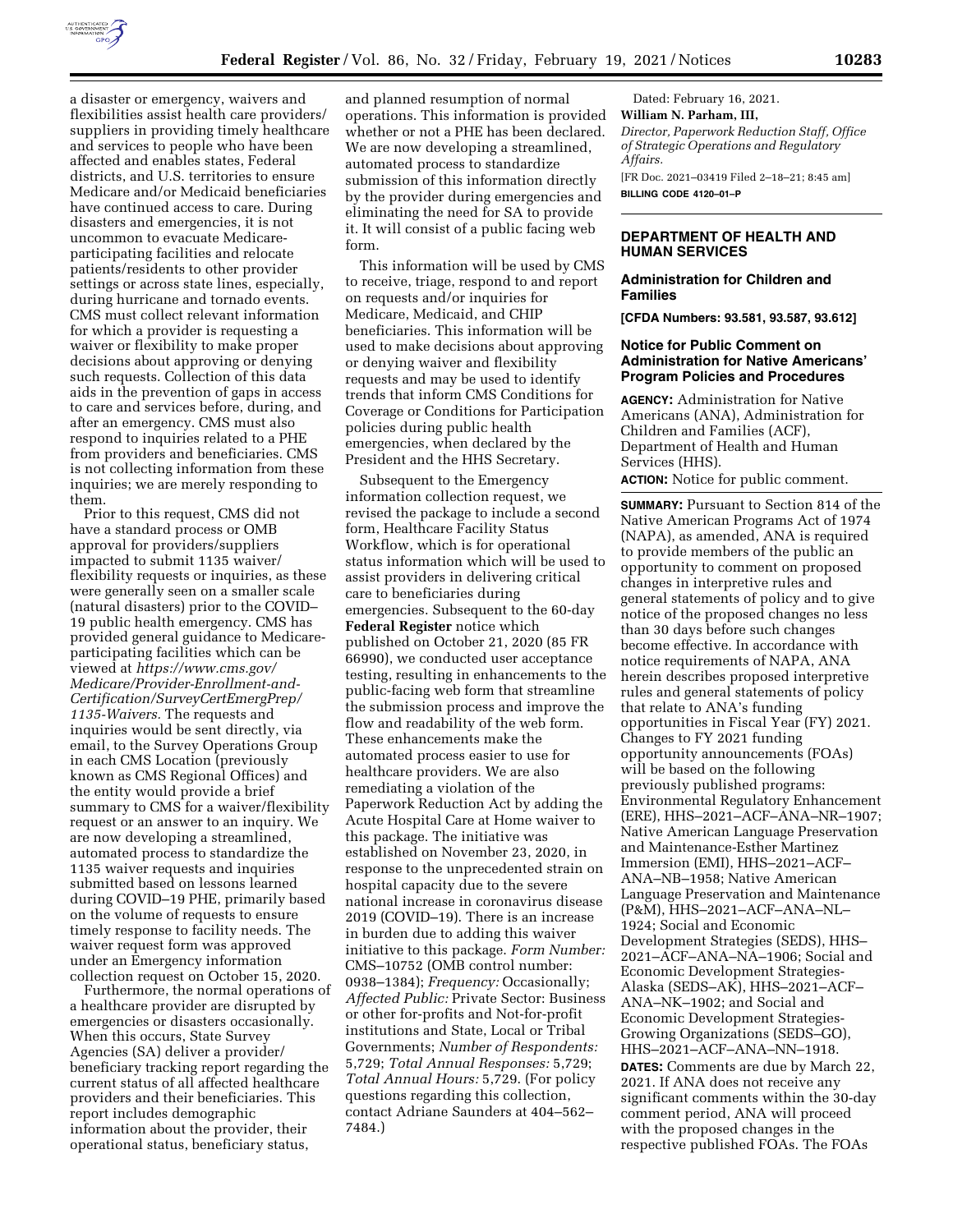a disaster or emergency, waivers and flexibilities assist health care providers/suppliers in providing timely healthcare and services to people who have been affected and enables states, Federal districts, and U.S. territories to ensure Medicare and/or Medicaid beneficiaries have continued access to care. During disasters and emergencies, it is not uncommon to evacuate Medicare-participating facilities and relocate patients/residents to other provider settings or across state lines, especially, during hurricane and tornado events. CMS must collect relevant information for which a provider is requesting a waiver or flexibility to make proper decisions about approving or denying such requests. Collection of this data aids in the prevention of gaps in access to care and services before, during, and after an emergency. CMS must also respond to inquiries related to a PHE from providers and beneficiaries. CMS is not collecting information from these inquiries; we are merely responding to them.

Prior to this request, CMS did not have a standard process or OMB approval for providers/suppliers impacted to submit 1135 waiver/flexibility requests or inquiries, as these were generally seen on a smaller scale (natural disasters) prior to the COVID–19 public health emergency. CMS has provided general guidance to Medicare-participating facilities which can be viewed at *https://www.cms.gov/Medicare/Provider-Enrollment-and-Certification/SurveyCertEmergPrep/1135-Waivers.* The requests and inquiries would be sent directly, via email, to the Survey Operations Group in each CMS Location (previously known as CMS Regional Offices) and the entity would provide a brief summary to CMS for a waiver/flexibility request or an answer to an inquiry. We are now developing a streamlined, automated process to standardize the 1135 waiver requests and inquiries submitted based on lessons learned during COVID–19 PHE, primarily based on the volume of requests to ensure timely response to facility needs. The waiver request form was approved under an Emergency information collection request on October 15, 2020.

Furthermore, the normal operations of a healthcare provider are disrupted by emergencies or disasters occasionally. When this occurs, State Survey Agencies (SA) deliver a provider/beneficiary tracking report regarding the current status of all affected healthcare providers and their beneficiaries. This report includes demographic information about the provider, their operational status, beneficiary status, and planned resumption of normal operations. This information is provided whether or not a PHE has been declared. We are now developing a streamlined, automated process to standardize submission of this information directly by the provider during emergencies and eliminating the need for SA to provide it. It will consist of a public facing web form.

This information will be used by CMS to receive, triage, respond to and report on requests and/or inquiries for Medicare, Medicaid, and CHIP beneficiaries. This information will be used to make decisions about approving or denying waiver and flexibility requests and may be used to identify trends that inform CMS Conditions for Coverage or Conditions for Participation policies during public health emergencies, when declared by the President and the HHS Secretary.

Subsequent to the Emergency information collection request, we revised the package to include a second form, Healthcare Facility Status Workflow, which is for operational status information which will be used to assist providers in delivering critical care to beneficiaries during emergencies. Subsequent to the 60-day **Federal Register** notice which published on October 21, 2020 (85 FR 66990), we conducted user acceptance testing, resulting in enhancements to the public-facing web form that streamline the submission process and improve the flow and readability of the web form. These enhancements make the automated process easier to use for healthcare providers. We are also remediating a violation of the Paperwork Reduction Act by adding the Acute Hospital Care at Home waiver to this package. The initiative was established on November 23, 2020, in response to the unprecedented strain on hospital capacity due to the severe national increase in coronavirus disease 2019 (COVID–19). There is an increase in burden due to adding this waiver initiative to this package. *Form Number:* CMS–10752 (OMB control number: 0938–1384); *Frequency:* Occasionally; *Affected Public:* Private Sector: Business or other for-profits and Not-for-profit institutions and State, Local or Tribal Governments; *Number of Respondents:* 5,729; *Total Annual Responses:* 5,729; *Total Annual Hours:* 5,729. (For policy questions regarding this collection, contact Adriane Saunders at 404–562–7484.)

Dated: February 16, 2021.

**William N. Parham, III,**

*Director, Paperwork Reduction Staff, Office of Strategic Operations and Regulatory Affairs.*

[FR Doc. 2021–03419 Filed 2–18–21; 8:45 am]

**BILLING CODE 4120–01–P**

## DEPARTMENT OF HEALTH AND HUMAN SERVICES

### Administration for Children and Families

**[CFDA Numbers: 93.581, 93.587, 93.612]**

### Notice for Public Comment on Administration for Native Americans' Program Policies and Procedures

**AGENCY:** Administration for Native Americans (ANA), Administration for Children and Families (ACF), Department of Health and Human Services (HHS).

**ACTION:** Notice for public comment.

**SUMMARY:** Pursuant to Section 814 of the Native American Programs Act of 1974 (NAPA), as amended, ANA is required to provide members of the public an opportunity to comment on proposed changes in interpretive rules and general statements of policy and to give notice of the proposed changes no less than 30 days before such changes become effective. In accordance with notice requirements of NAPA, ANA herein describes proposed interpretive rules and general statements of policy that relate to ANA's funding opportunities in Fiscal Year (FY) 2021. Changes to FY 2021 funding opportunity announcements (FOAs) will be based on the following previously published programs: Environmental Regulatory Enhancement (ERE), HHS–2021–ACF–ANA–NR–1907; Native American Language Preservation and Maintenance-Esther Martinez Immersion (EMI), HHS–2021–ACF–ANA–NB–1958; Native American Language Preservation and Maintenance (P&M), HHS–2021–ACF–ANA–NL–1924; Social and Economic Development Strategies (SEDS), HHS–2021–ACF–ANA–NA–1906; Social and Economic Development Strategies-Alaska (SEDS–AK), HHS–2021–ACF–ANA–NK–1902; and Social and Economic Development Strategies-Growing Organizations (SEDS–GO), HHS–2021–ACF–ANA–NN–1918.

**DATES:** Comments are due by March 22, 2021. If ANA does not receive any significant comments within the 30-day comment period, ANA will proceed with the proposed changes in the respective published FOAs. The FOAs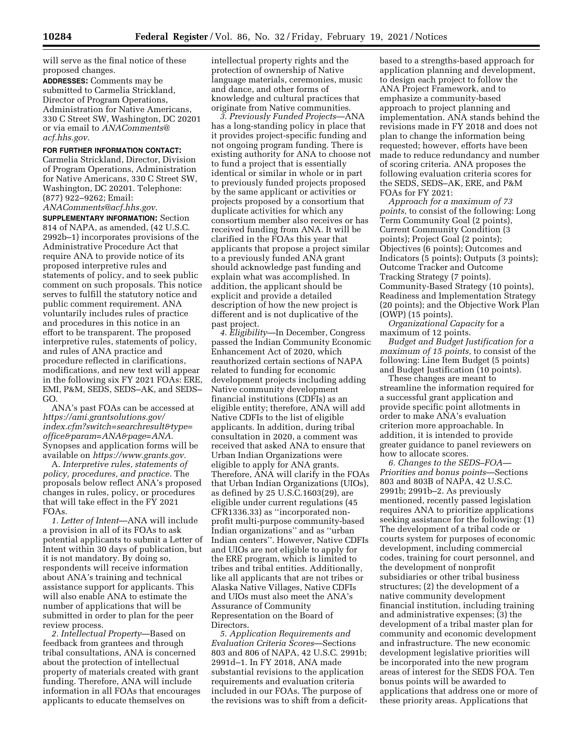will serve as the final notice of these proposed changes.

**ADDRESSES:** Comments may be submitted to Carmelia Strickland, Director of Program Operations, Administration for Native Americans, 330 C Street SW, Washington, DC 20201 or via email to *ANAComments@acf.hhs.gov.*

**FOR FURTHER INFORMATION CONTACT:** Carmelia Strickland, Director, Division of Program Operations, Administration for Native Americans, 330 C Street SW, Washington, DC 20201. Telephone: (877) 922–9262; Email: *ANAComments@acf.hhs.gov.*

**SUPPLEMENTARY INFORMATION:** Section 814 of NAPA, as amended, (42 U.S.C. 2992b–1) incorporates provisions of the Administrative Procedure Act that require ANA to provide notice of its proposed interpretive rules and statements of policy, and to seek public comment on such proposals. This notice serves to fulfill the statutory notice and public comment requirement. ANA voluntarily includes rules of practice and procedures in this notice in an effort to be transparent. The proposed interpretive rules, statements of policy, and rules of ANA practice and procedure reflected in clarifications, modifications, and new text will appear in the following six FY 2021 FOAs: ERE, EMI, P&M, SEDS, SEDS–AK, and SEDS–GO.

ANA's past FOAs can be accessed at *https://ami.grantsolutions.gov/index.cfm?switch=searchresult&type=office&param=ANA&page=ANA.* Synopses and application forms will be available on *https://www.grants.gov.*

A. *Interpretive rules, statements of policy, procedures, and practice.* The proposals below reflect ANA's proposed changes in rules, policy, or procedures that will take effect in the FY 2021 FOAs.

*1. Letter of Intent*—ANA will include a provision in all of its FOAs to ask potential applicants to submit a Letter of Intent within 30 days of publication, but it is not mandatory. By doing so, respondents will receive information about ANA's training and technical assistance support for applicants. This will also enable ANA to estimate the number of applications that will be submitted in order to plan for the peer review process.

*2. Intellectual Property*—Based on feedback from grantees and through tribal consultations, ANA is concerned about the protection of intellectual property of materials created with grant funding. Therefore, ANA will include information in all FOAs that encourages applicants to educate themselves on intellectual property rights and the protection of ownership of Native language materials, ceremonies, music and dance, and other forms of knowledge and cultural practices that originate from Native communities.

*3. Previously Funded Projects*—ANA has a long-standing policy in place that it provides project-specific funding and not ongoing program funding. There is existing authority for ANA to choose not to fund a project that is essentially identical or similar in whole or in part to previously funded projects proposed by the same applicant or activities or projects proposed by a consortium that duplicate activities for which any consortium member also receives or has received funding from ANA. It will be clarified in the FOAs this year that applicants that propose a project similar to a previously funded ANA grant should acknowledge past funding and explain what was accomplished. In addition, the applicant should be explicit and provide a detailed description of how the new project is different and is not duplicative of the past project.

*4. Eligibility*—In December, Congress passed the Indian Community Economic Enhancement Act of 2020, which reauthorized certain sections of NAPA related to funding for economic development projects including adding Native community development financial institutions (CDFIs) as an eligible entity; therefore, ANA will add Native CDFIs to the list of eligible applicants. In addition, during tribal consultation in 2020, a comment was received that asked ANA to ensure that Urban Indian Organizations were eligible to apply for ANA grants. Therefore, ANA will clarify in the FOAs that Urban Indian Organizations (UIOs), as defined by 25 U.S.C.1603(29), are eligible under current regulations (45 CFR1336.33) as ''incorporated non-profit multi-purpose community-based Indian organizations'' and as ''urban Indian centers''. However, Native CDFIs and UIOs are not eligible to apply for the ERE program, which is limited to tribes and tribal entities. Additionally, like all applicants that are not tribes or Alaska Native Villages, Native CDFIs and UIOs must also meet the ANA's Assurance of Community Representation on the Board of Directors.

*5. Application Requirements and Evaluation Criteria Scores*—Sections 803 and 806 of NAPA, 42 U.S.C. 2991b; 2991d–1. In FY 2018, ANA made substantial revisions to the application requirements and evaluation criteria included in our FOAs. The purpose of the revisions was to shift from a deficit-based to a strengths-based approach for application planning and development, to design each project to follow the ANA Project Framework, and to emphasize a community-based approach to project planning and implementation. ANA stands behind the revisions made in FY 2018 and does not plan to change the information being requested; however, efforts have been made to reduce redundancy and number of scoring criteria. ANA proposes the following evaluation criteria scores for the SEDS, SEDS–AK, ERE, and P&M FOAs for FY 2021:

*Approach for a maximum of 73 points,* to consist of the following: Long Term Community Goal (2 points), Current Community Condition (3 points); Project Goal (2 points); Objectives (6 points); Outcomes and Indicators (5 points); Outputs (3 points); Outcome Tracker and Outcome Tracking Strategy (7 points). Community-Based Strategy (10 points), Readiness and Implementation Strategy (20 points); and the Objective Work Plan (OWP) (15 points).

*Organizational Capacity* for a maximum of 12 points.

*Budget and Budget Justification for a maximum of 15 points,* to consist of the following: Line Item Budget (5 points) and Budget Justification (10 points).

These changes are meant to streamline the information required for a successful grant application and provide specific point allotments in order to make ANA's evaluation criterion more approachable. In addition, it is intended to provide greater guidance to panel reviewers on how to allocate scores.

*6. Changes to the SEDS–FOA—Priorities and bonus points*—Sections 803 and 803B of NAPA, 42 U.S.C. 2991b; 2991b–2. As previously mentioned, recently passed legislation requires ANA to prioritize applications seeking assistance for the following: (1) The development of a tribal code or courts system for purposes of economic development, including commercial codes, training for court personnel, and the development of nonprofit subsidiaries or other tribal business structures; (2) the development of a native community development financial institution, including training and administrative expenses; (3) the development of a tribal master plan for community and economic development and infrastructure. The new economic development legislative priorities will be incorporated into the new program areas of interest for the SEDS FOA. Ten bonus points will be awarded to applications that address one or more of these priority areas. Applications that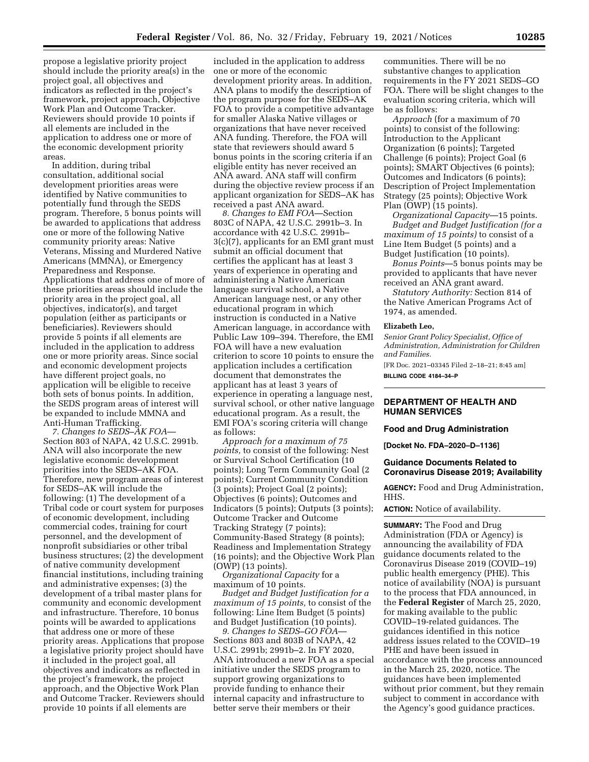propose a legislative priority project should include the priority area(s) in the project goal, all objectives and indicators as reflected in the project's framework, project approach, Objective Work Plan and Outcome Tracker. Reviewers should provide 10 points if all elements are included in the application to address one or more of the economic development priority areas.

In addition, during tribal consultation, additional social development priorities areas were identified by Native communities to potentially fund through the SEDS program. Therefore, 5 bonus points will be awarded to applications that address one or more of the following Native community priority areas: Native Veterans, Missing and Murdered Native Americans (MMNA), or Emergency Preparedness and Response. Applications that address one of more of these priorities areas should include the priority area in the project goal, all objectives, indicator(s), and target population (either as participants or beneficiaries). Reviewers should provide 5 points if all elements are included in the application to address one or more priority areas. Since social and economic development projects have different project goals, no application will be eligible to receive both sets of bonus points. In addition, the SEDS program areas of interest will be expanded to include MMNA and Anti-Human Trafficking.

*7. Changes to SEDS–AK FOA*—Section 803 of NAPA, 42 U.S.C. 2991b. ANA will also incorporate the new legislative economic development priorities into the SEDS–AK FOA. Therefore, new program areas of interest for SEDS–AK will include the following: (1) The development of a Tribal code or court system for purposes of economic development, including commercial codes, training for court personnel, and the development of nonprofit subsidiaries or other tribal business structures; (2) the development of native community development financial institutions, including training and administrative expenses; (3) the development of a tribal master plans for community and economic development and infrastructure. Therefore, 10 bonus points will be awarded to applications that address one or more of these priority areas. Applications that propose a legislative priority project should have it included in the project goal, all objectives and indicators as reflected in the project's framework, the project approach, and the Objective Work Plan and Outcome Tracker. Reviewers should provide 10 points if all elements are included in the application to address one or more of the economic development priority areas. In addition, ANA plans to modify the description of the program purpose for the SEDS–AK FOA to provide a competitive advantage for smaller Alaska Native villages or organizations that have never received ANA funding. Therefore, the FOA will state that reviewers should award 5 bonus points in the scoring criteria if an eligible entity has never received an ANA award. ANA staff will confirm during the objective review process if an applicant organization for SEDS–AK has received a past ANA award.

*8. Changes to EMI FOA*—Section 803C of NAPA, 42 U.S.C. 2991b–3. In accordance with 42 U.S.C. 2991b–3(c)(7), applicants for an EMI grant must submit an official document that certifies the applicant has at least 3 years of experience in operating and administering a Native American language survival school, a Native American language nest, or any other educational program in which instruction is conducted in a Native American language, in accordance with Public Law 109–394. Therefore, the EMI FOA will have a new evaluation criterion to score 10 points to ensure the application includes a certification document that demonstrates the applicant has at least 3 years of experience in operating a language nest, survival school, or other native language educational program. As a result, the EMI FOA's scoring criteria will change as follows:

*Approach for a maximum of 75 points,* to consist of the following: Nest or Survival School Certification (10 points); Long Term Community Goal (2 points); Current Community Condition (3 points); Project Goal (2 points); Objectives (6 points); Outcomes and Indicators (5 points); Outputs (3 points); Outcome Tracker and Outcome Tracking Strategy (7 points); Community-Based Strategy (8 points); Readiness and Implementation Strategy (16 points); and the Objective Work Plan (OWP) (13 points).

*Organizational Capacity* for a maximum of 10 points.

*Budget and Budget Justification for a maximum of 15 points,* to consist of the following: Line Item Budget (5 points) and Budget Justification (10 points).

*9. Changes to SEDS–GO FOA*—Sections 803 and 803B of NAPA, 42 U.S.C. 2991b; 2991b–2. In FY 2020, ANA introduced a new FOA as a special initiative under the SEDS program to support growing organizations to provide funding to enhance their internal capacity and infrastructure to better serve their members or their communities. There will be no substantive changes to application requirements in the FY 2021 SEDS–GO FOA. There will be slight changes to the evaluation scoring criteria, which will be as follows:

*Approach* (for a maximum of 70 points) to consist of the following: Introduction to the Applicant Organization (6 points); Targeted Challenge (6 points); Project Goal (6 points); SMART Objectives (6 points); Outcomes and Indicators (6 points); Description of Project Implementation Strategy (25 points); Objective Work Plan (OWP) (15 points).

*Organizational Capacity*—15 points.

*Budget and Budget Justification (for a maximum of 15 points)* to consist of a Line Item Budget (5 points) and a Budget Justification (10 points).

*Bonus Points*—5 bonus points may be provided to applicants that have never received an ANA grant award.

*Statutory Authority:* Section 814 of the Native American Programs Act of 1974, as amended.

**Elizabeth Leo,**

*Senior Grant Policy Specialist, Office of Administration, Administration for Children and Families.*

[FR Doc. 2021–03345 Filed 2–18–21; 8:45 am]

**BILLING CODE 4184–34–P**

---

## DEPARTMENT OF HEALTH AND HUMAN SERVICES

### Food and Drug Administration

**[Docket No. FDA–2020–D–1136]**

### Guidance Documents Related to Coronavirus Disease 2019; Availability

**AGENCY:** Food and Drug Administration, HHS.

**ACTION:** Notice of availability.

**SUMMARY:** The Food and Drug Administration (FDA or Agency) is announcing the availability of FDA guidance documents related to the Coronavirus Disease 2019 (COVID–19) public health emergency (PHE). This notice of availability (NOA) is pursuant to the process that FDA announced, in the **Federal Register** of March 25, 2020, for making available to the public COVID–19-related guidances. The guidances identified in this notice address issues related to the COVID–19 PHE and have been issued in accordance with the process announced in the March 25, 2020, notice. The guidances have been implemented without prior comment, but they remain subject to comment in accordance with the Agency's good guidance practices.